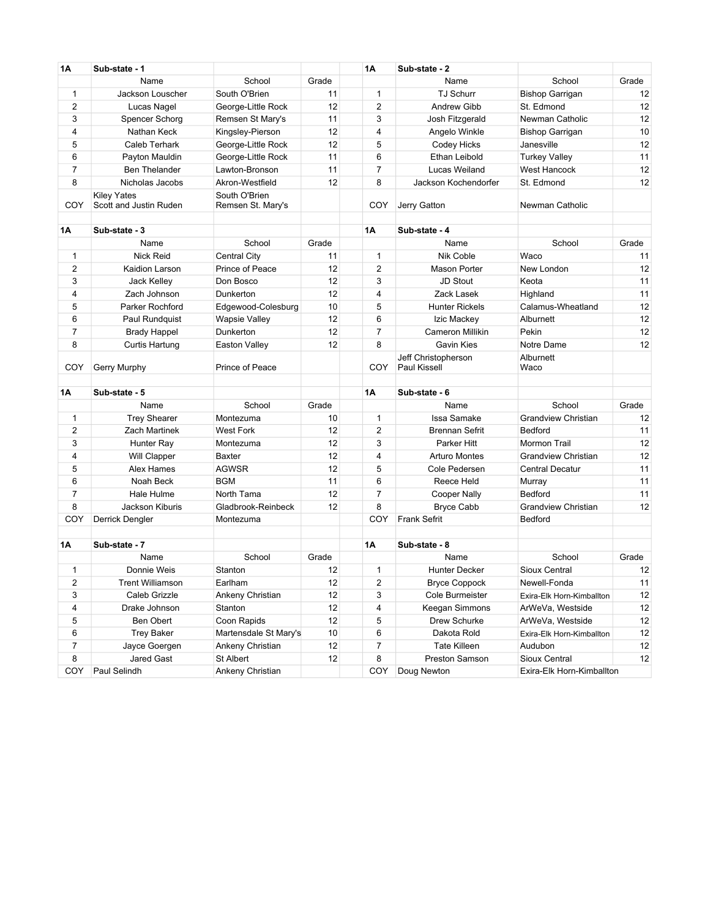## 1A Sub-state - 1

| | Name | School | Grade |
|---|---|---|---|
| 1 | Jackson Louscher | South O'Brien | 11 |
| 2 | Lucas Nagel | George-Little Rock | 12 |
| 3 | Spencer Schorg | Remsen St Mary's | 11 |
| 4 | Nathan Keck | Kingsley-Pierson | 12 |
| 5 | Caleb Terhark | George-Little Rock | 12 |
| 6 | Payton Mauldin | George-Little Rock | 11 |
| 7 | Ben Thelander | Lawton-Bronson | 11 |
| 8 | Nicholas Jacobs | Akron-Westfield | 12 |
| COY | Kiley Yates<br>Scott and Justin Ruden | South O'Brien<br>Remsen St. Mary's | |

## 1A Sub-state - 2

| | Name | School | Grade |
|---|---|---|---|
| 1 | TJ Schurr | Bishop Garrigan | 12 |
| 2 | Andrew Gibb | St. Edmond | 12 |
| 3 | Josh Fitzgerald | Newman Catholic | 12 |
| 4 | Angelo Winkle | Bishop Garrigan | 10 |
| 5 | Codey Hicks | Janesville | 12 |
| 6 | Ethan Leibold | Turkey Valley | 11 |
| 7 | Lucas Weiland | West Hancock | 12 |
| 8 | Jackson Kochendorfer | St. Edmond | 12 |
| COY | Jerry Gatton | Newman Catholic | |

## 1A Sub-state - 3

| | Name | School | Grade |
|---|---|---|---|
| 1 | Nick Reid | Central City | 11 |
| 2 | Kaidion Larson | Prince of Peace | 12 |
| 3 | Jack Kelley | Don Bosco | 12 |
| 4 | Zach Johnson | Dunkerton | 12 |
| 5 | Parker Rochford | Edgewood-Colesburg | 10 |
| 6 | Paul Rundquist | Wapsie Valley | 12 |
| 7 | Brady Happel | Dunkerton | 12 |
| 8 | Curtis Hartung | Easton Valley | 12 |
| COY | Gerry Murphy | Prince of Peace | |

## 1A Sub-state - 4

| | Name | School | Grade |
|---|---|---|---|
| 1 | Nik Coble | Waco | 11 |
| 2 | Mason Porter | New London | 12 |
| 3 | JD Stout | Keota | 11 |
| 4 | Zack Lasek | Highland | 11 |
| 5 | Hunter Rickels | Calamus-Wheatland | 12 |
| 6 | Izic Mackey | Alburnett | 12 |
| 7 | Cameron Millikin | Pekin | 12 |
| 8 | Gavin Kies | Notre Dame | 12 |
| COY | Jeff Christopherson<br>Paul Kissell | Alburnett<br>Waco | |

## 1A Sub-state - 5

| | Name | School | Grade |
|---|---|---|---|
| 1 | Trey Shearer | Montezuma | 10 |
| 2 | Zach Martinek | West Fork | 12 |
| 3 | Hunter Ray | Montezuma | 12 |
| 4 | Will Clapper | Baxter | 12 |
| 5 | Alex Hames | AGWSR | 12 |
| 6 | Noah Beck | BGM | 11 |
| 7 | Hale Hulme | North Tama | 12 |
| 8 | Jackson Kiburis | Gladbrook-Reinbeck | 12 |
| COY | Derrick Dengler | Montezuma | |

## 1A Sub-state - 6

| | Name | School | Grade |
|---|---|---|---|
| 1 | Issa Samake | Grandview Christian | 12 |
| 2 | Brennan Sefrit | Bedford | 11 |
| 3 | Parker Hitt | Mormon Trail | 12 |
| 4 | Arturo Montes | Grandview Christian | 12 |
| 5 | Cole Pedersen | Central Decatur | 11 |
| 6 | Reece Held | Murray | 11 |
| 7 | Cooper Nally | Bedford | 11 |
| 8 | Bryce Cabb | Grandview Christian | 12 |
| COY | Frank Sefrit | Bedford | |

## 1A Sub-state - 7

| | Name | School | Grade |
|---|---|---|---|
| 1 | Donnie Weis | Stanton | 12 |
| 2 | Trent Williamson | Earlham | 12 |
| 3 | Caleb Grizzle | Ankeny Christian | 12 |
| 4 | Drake Johnson | Stanton | 12 |
| 5 | Ben Obert | Coon Rapids | 12 |
| 6 | Trey Baker | Martensdale St Mary's | 10 |
| 7 | Jayce Goergen | Ankeny Christian | 12 |
| 8 | Jared Gast | St Albert | 12 |
| COY | Paul Selindh | Ankeny Christian | |

## 1A Sub-state - 8

| | Name | School | Grade |
|---|---|---|---|
| 1 | Hunter Decker | Sioux Central | 12 |
| 2 | Bryce Coppock | Newell-Fonda | 11 |
| 3 | Cole Burmeister | Exira-Elk Horn-Kimballton | 12 |
| 4 | Keegan Simmons | ArWeVa, Westside | 12 |
| 5 | Drew Schurke | ArWeVa, Westside | 12 |
| 6 | Dakota Rold | Exira-Elk Horn-Kimballton | 12 |
| 7 | Tate Killeen | Audubon | 12 |
| 8 | Preston Samson | Sioux Central | 12 |
| COY | Doug Newton | Exira-Elk Horn-Kimballton | |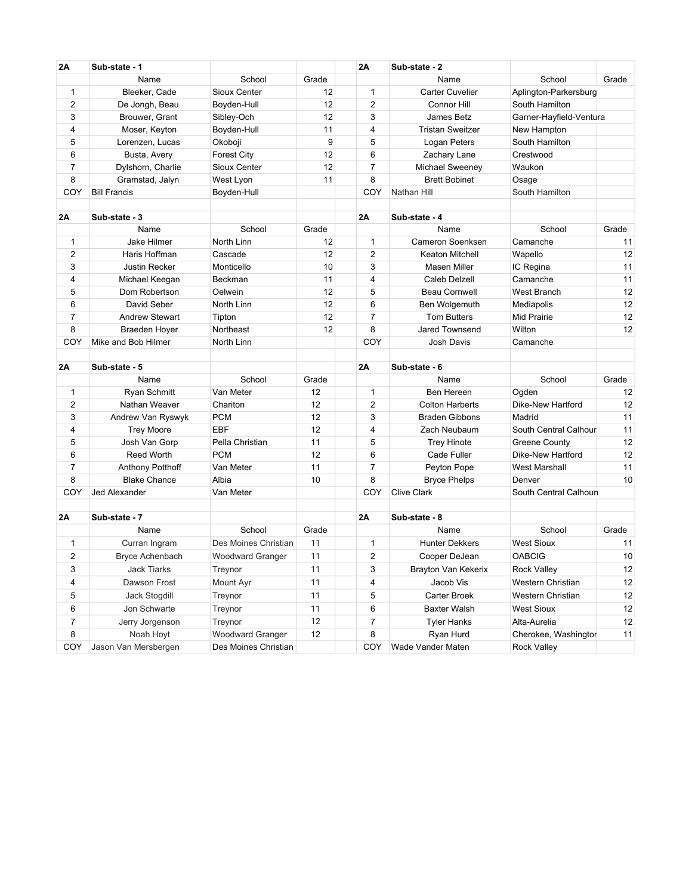| 2A | Sub-state - 1 | | |
|---|---|---|---|
| | Name | School | Grade |
| 1 | Bleeker, Cade | Sioux Center | 12 |
| 2 | De Jongh, Beau | Boyden-Hull | 12 |
| 3 | Brouwer, Grant | Sibley-Och | 12 |
| 4 | Moser, Keyton | Boyden-Hull | 11 |
| 5 | Lorenzen, Lucas | Okoboji | 9 |
| 6 | Busta, Avery | Forest City | 12 |
| 7 | Dylshorn, Charlie | Sioux Center | 12 |
| 8 | Gramstad, Jalyn | West Lyon | 11 |
| COY | Bill Francis | Boyden-Hull | |

| 2A | Sub-state - 2 | | |
|---|---|---|---|
| | Name | School | Grade |
| 1 | Carter Cuvelier | Aplington-Parkersburg | |
| 2 | Connor Hill | South Hamilton | |
| 3 | James Betz | Garner-Hayfield-Ventura | |
| 4 | Tristan Sweitzer | New Hampton | |
| 5 | Logan Peters | South Hamilton | |
| 6 | Zachary Lane | Crestwood | |
| 7 | Michael Sweeney | Waukon | |
| 8 | Brett Bobinet | Osage | |
| COY | Nathan Hill | South Hamilton | |

| 2A | Sub-state - 3 | | |
|---|---|---|---|
| | Name | School | Grade |
| 1 | Jake Hilmer | North Linn | 12 |
| 2 | Haris Hoffman | Cascade | 12 |
| 3 | Justin Recker | Monticello | 10 |
| 4 | Michael Keegan | Beckman | 11 |
| 5 | Dom Robertson | Oelwein | 12 |
| 6 | David Seber | North Linn | 12 |
| 7 | Andrew Stewart | Tipton | 12 |
| 8 | Braeden Hoyer | Northeast | 12 |
| COY | Mike and Bob Hilmer | North Linn | |

| 2A | Sub-state - 4 | | |
|---|---|---|---|
| | Name | School | Grade |
| 1 | Cameron Soenksen | Camanche | 11 |
| 2 | Keaton Mitchell | Wapello | 12 |
| 3 | Masen Miller | IC Regina | 11 |
| 4 | Caleb Delzell | Camanche | 11 |
| 5 | Beau Cornwell | West Branch | 12 |
| 6 | Ben Wolgemuth | Mediapolis | 12 |
| 7 | Tom Butters | Mid Prairie | 12 |
| 8 | Jared Townsend | Wilton | 12 |
| COY | Josh Davis | Camanche | |

| 2A | Sub-state - 5 | | |
|---|---|---|---|
| | Name | School | Grade |
| 1 | Ryan Schmitt | Van Meter | 12 |
| 2 | Nathan Weaver | Chariton | 12 |
| 3 | Andrew Van Ryswyk | PCM | 12 |
| 4 | Trey Moore | EBF | 12 |
| 5 | Josh Van Gorp | Pella Christian | 11 |
| 6 | Reed Worth | PCM | 12 |
| 7 | Anthony Potthoff | Van Meter | 11 |
| 8 | Blake Chance | Albia | 10 |
| COY | Jed Alexander | Van Meter | |

| 2A | Sub-state - 6 | | |
|---|---|---|---|
| | Name | School | Grade |
| 1 | Ben Hereen | Ogden | 12 |
| 2 | Colton Harberts | Dike-New Hartford | 12 |
| 3 | Braden Gibbons | Madrid | 11 |
| 4 | Zach Neubaum | South Central Calhour | 11 |
| 5 | Trey Hinote | Greene County | 12 |
| 6 | Cade Fuller | Dike-New Hartford | 12 |
| 7 | Peyton Pope | West Marshall | 11 |
| 8 | Bryce Phelps | Denver | 10 |
| COY | Clive Clark | South Central Calhoun | |

| 2A | Sub-state - 7 | | |
|---|---|---|---|
| | Name | School | Grade |
| 1 | Curran Ingram | Des Moines Christian | 11 |
| 2 | Bryce Achenbach | Woodward Granger | 11 |
| 3 | Jack Tiarks | Treynor | 11 |
| 4 | Dawson Frost | Mount Ayr | 11 |
| 5 | Jack Stogdill | Treynor | 11 |
| 6 | Jon Schwarte | Treynor | 11 |
| 7 | Jerry Jorgenson | Treynor | 12 |
| 8 | Noah Hoyt | Woodward Granger | 12 |
| COY | Jason Van Mersbergen | Des Moines Christian | |

| 2A | Sub-state - 8 | | |
|---|---|---|---|
| | Name | School | Grade |
| 1 | Hunter Dekkers | West Sioux | 11 |
| 2 | Cooper DeJean | OABCIG | 10 |
| 3 | Brayton Van Kekerix | Rock Valley | 12 |
| 4 | Jacob Vis | Western Christian | 12 |
| 5 | Carter Broek | Western Christian | 12 |
| 6 | Baxter Walsh | West Sioux | 12 |
| 7 | Tyler Hanks | Alta-Aurelia | 12 |
| 8 | Ryan Hurd | Cherokee, Washingtor | 11 |
| COY | Wade Vander Maten | Rock Valley | |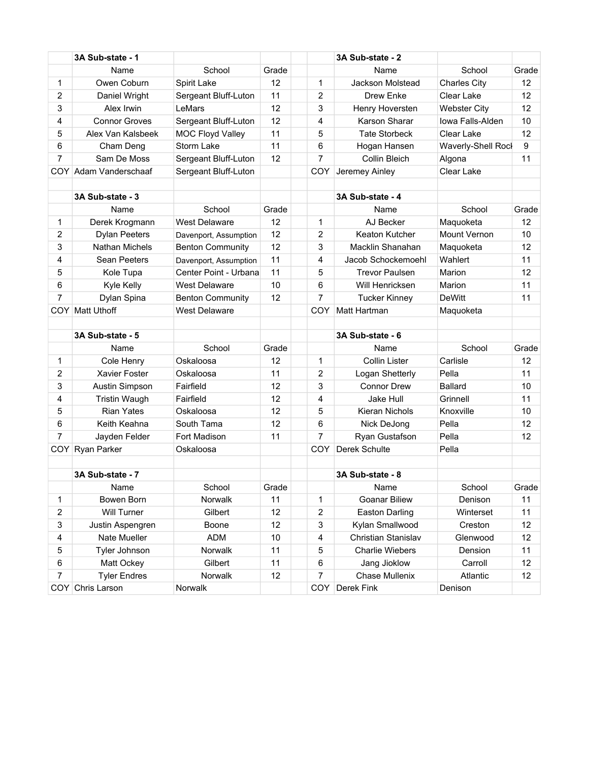### 3A Sub-state - 1

| | Name | School | Grade |
|---|---|---|---|
| 1 | Owen Coburn | Spirit Lake | 12 |
| 2 | Daniel Wright | Sergeant Bluff-Luton | 11 |
| 3 | Alex Irwin | LeMars | 12 |
| 4 | Connor Groves | Sergeant Bluff-Luton | 12 |
| 5 | Alex Van Kalsbeek | MOC Floyd Valley | 11 |
| 6 | Cham Deng | Storm Lake | 11 |
| 7 | Sam De Moss | Sergeant Bluff-Luton | 12 |
| COY | Adam Vanderschaaf | Sergeant Bluff-Luton | |

### 3A Sub-state - 2

| | Name | School | Grade |
|---|---|---|---|
| 1 | Jackson Molstead | Charles City | 12 |
| 2 | Drew Enke | Clear Lake | 12 |
| 3 | Henry Hoversten | Webster City | 12 |
| 4 | Karson Sharar | Iowa Falls-Alden | 10 |
| 5 | Tate Storbeck | Clear Lake | 12 |
| 6 | Hogan Hansen | Waverly-Shell Rock | 9 |
| 7 | Collin Bleich | Algona | 11 |
| COY | Jeremey Ainley | Clear Lake | |

### 3A Sub-state - 3

| | Name | School | Grade |
|---|---|---|---|
| 1 | Derek Krogmann | West Delaware | 12 |
| 2 | Dylan Peeters | Davenport, Assumption | 12 |
| 3 | Nathan Michels | Benton Community | 12 |
| 4 | Sean Peeters | Davenport, Assumption | 11 |
| 5 | Kole Tupa | Center Point - Urbana | 11 |
| 6 | Kyle Kelly | West Delaware | 10 |
| 7 | Dylan Spina | Benton Community | 12 |
| COY | Matt Uthoff | West Delaware | |

### 3A Sub-state - 4

| | Name | School | Grade |
|---|---|---|---|
| 1 | AJ Becker | Maquoketa | 12 |
| 2 | Keaton Kutcher | Mount Vernon | 10 |
| 3 | Macklin Shanahan | Maquoketa | 12 |
| 4 | Jacob Schockemoehl | Wahlert | 11 |
| 5 | Trevor Paulsen | Marion | 12 |
| 6 | Will Henricksen | Marion | 11 |
| 7 | Tucker Kinney | DeWitt | 11 |
| COY | Matt Hartman | Maquoketa | |

### 3A Sub-state - 5

| | Name | School | Grade |
|---|---|---|---|
| 1 | Cole Henry | Oskaloosa | 12 |
| 2 | Xavier Foster | Oskaloosa | 11 |
| 3 | Austin Simpson | Fairfield | 12 |
| 4 | Tristin Waugh | Fairfield | 12 |
| 5 | Rian Yates | Oskaloosa | 12 |
| 6 | Keith Keahna | South Tama | 12 |
| 7 | Jayden Felder | Fort Madison | 11 |
| COY | Ryan Parker | Oskaloosa | |

### 3A Sub-state - 6

| | Name | School | Grade |
|---|---|---|---|
| 1 | Collin Lister | Carlisle | 12 |
| 2 | Logan Shetterly | Pella | 11 |
| 3 | Connor Drew | Ballard | 10 |
| 4 | Jake Hull | Grinnell | 11 |
| 5 | Kieran Nichols | Knoxville | 10 |
| 6 | Nick DeJong | Pella | 12 |
| 7 | Ryan Gustafson | Pella | 12 |
| COY | Derek Schulte | Pella | |

### 3A Sub-state - 7

| | Name | School | Grade |
|---|---|---|---|
| 1 | Bowen Born | Norwalk | 11 |
| 2 | Will Turner | Gilbert | 12 |
| 3 | Justin Aspengren | Boone | 12 |
| 4 | Nate Mueller | ADM | 10 |
| 5 | Tyler Johnson | Norwalk | 11 |
| 6 | Matt Ockey | Gilbert | 11 |
| 7 | Tyler Endres | Norwalk | 12 |
| COY | Chris Larson | Norwalk | |

### 3A Sub-state - 8

| | Name | School | Grade |
|---|---|---|---|
| 1 | Goanar Biliew | Denison | 11 |
| 2 | Easton Darling | Winterset | 11 |
| 3 | Kylan Smallwood | Creston | 12 |
| 4 | Christian Stanislav | Glenwood | 12 |
| 5 | Charlie Wiebers | Dension | 11 |
| 6 | Jang Jioklow | Carroll | 12 |
| 7 | Chase Mullenix | Atlantic | 12 |
| COY | Derek Fink | Denison | |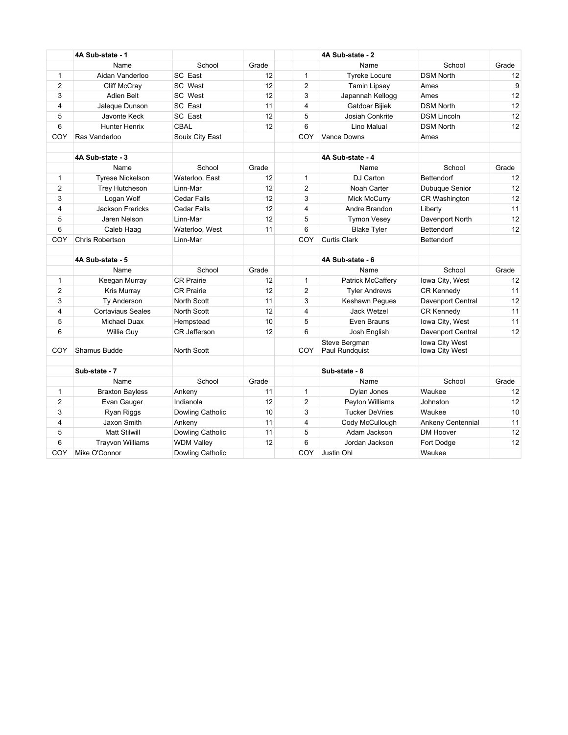| | 4A Sub-state - 1 | | | | | 4A Sub-state - 2 | | |
|---|---|---|---|---|---|---|---|---|
| | Name | School | Grade | | | Name | School | Grade |
| 1 | Aidan Vanderloo | SC East | 12 | | 1 | Tyreke Locure | DSM North | 12 |
| 2 | Cliff McCray | SC West | 12 | | 2 | Tamin Lipsey | Ames | 9 |
| 3 | Adien Belt | SC West | 12 | | 3 | Japannah Kellogg | Ames | 12 |
| 4 | Jaleque Dunson | SC East | 11 | | 4 | Gatdoar Bijiek | DSM North | 12 |
| 5 | Javonte Keck | SC East | 12 | | 5 | Josiah Conkrite | DSM Lincoln | 12 |
| 6 | Hunter Henrix | CBAL | 12 | | 6 | Lino Malual | DSM North | 12 |
| COY | Ras Vanderloo | Souix City East | | | COY | Vance Downs | Ames | |

| | 4A Sub-state - 3 | | | | | 4A Sub-state - 4 | | |
|---|---|---|---|---|---|---|---|---|
| | Name | School | Grade | | | Name | School | Grade |
| 1 | Tyrese Nickelson | Waterloo, East | 12 | | 1 | DJ Carton | Bettendorf | 12 |
| 2 | Trey Hutcheson | Linn-Mar | 12 | | 2 | Noah Carter | Dubuque Senior | 12 |
| 3 | Logan Wolf | Cedar Falls | 12 | | 3 | Mick McCurry | CR Washington | 12 |
| 4 | Jackson Frericks | Cedar Falls | 12 | | 4 | Andre Brandon | Liberty | 11 |
| 5 | Jaren Nelson | Linn-Mar | 12 | | 5 | Tymon Vesey | Davenport North | 12 |
| 6 | Caleb Haag | Waterloo, West | 11 | | 6 | Blake Tyler | Bettendorf | 12 |
| COY | Chris Robertson | Linn-Mar | | | COY | Curtis Clark | Bettendorf | |

| | 4A Sub-state - 5 | | | | | 4A Sub-state - 6 | | |
|---|---|---|---|---|---|---|---|---|
| | Name | School | Grade | | | Name | School | Grade |
| 1 | Keegan Murray | CR Prairie | 12 | | 1 | Patrick McCaffery | Iowa City, West | 12 |
| 2 | Kris Murray | CR Prairie | 12 | | 2 | Tyler Andrews | CR Kennedy | 11 |
| 3 | Ty Anderson | North Scott | 11 | | 3 | Keshawn Pegues | Davenport Central | 12 |
| 4 | Cortaviaus Seales | North Scott | 12 | | 4 | Jack Wetzel | CR Kennedy | 11 |
| 5 | Michael Duax | Hempstead | 10 | | 5 | Even Brauns | Iowa City, West | 11 |
| 6 | Willie Guy | CR Jefferson | 12 | | 6 | Josh English | Davenport Central | 12 |
| COY | Shamus Budde | North Scott | | | COY | Steve Bergman<br>Paul Rundquist | Iowa City West<br>Iowa City West | |

| | Sub-state - 7 | | | | | Sub-state - 8 | | |
|---|---|---|---|---|---|---|---|---|
| | Name | School | Grade | | | Name | School | Grade |
| 1 | Braxton Bayless | Ankeny | 11 | | 1 | Dylan Jones | Waukee | 12 |
| 2 | Evan Gauger | Indianola | 12 | | 2 | Peyton Williams | Johnston | 12 |
| 3 | Ryan Riggs | Dowling Catholic | 10 | | 3 | Tucker DeVries | Waukee | 10 |
| 4 | Jaxon Smith | Ankeny | 11 | | 4 | Cody McCullough | Ankeny Centennial | 11 |
| 5 | Matt Stilwill | Dowling Catholic | 11 | | 5 | Adam Jackson | DM Hoover | 12 |
| 6 | Trayvon Williams | WDM Valley | 12 | | 6 | Jordan Jackson | Fort Dodge | 12 |
| COY | Mike O'Connor | Dowling Catholic | | | COY | Justin Ohl | Waukee | |